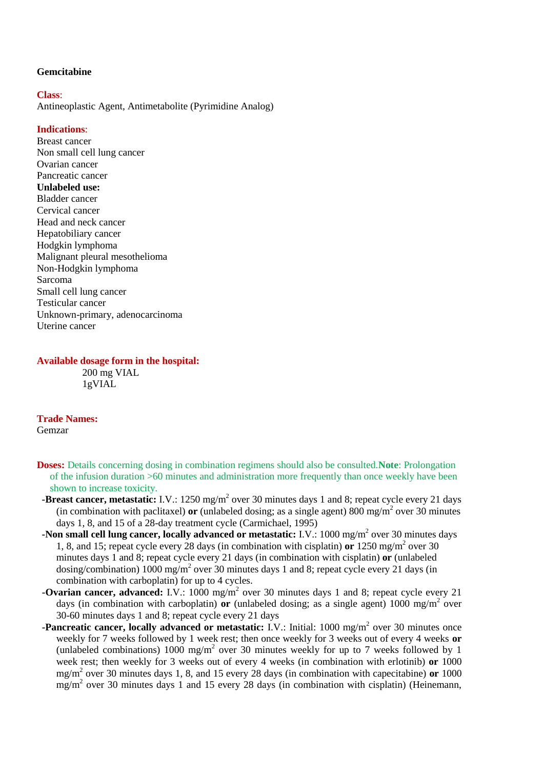**Gemcitabine**

**Class**:
Antineoplastic Agent, Antimetabolite (Pyrimidine Analog)

**Indications**:
Breast cancer
Non small cell lung cancer
Ovarian cancer
Pancreatic cancer
**Unlabeled use:**
Bladder cancer
Cervical cancer
Head and neck cancer
Hepatobiliary cancer
Hodgkin lymphoma
Malignant pleural mesothelioma
Non-Hodgkin lymphoma
Sarcoma
Small cell lung cancer
Testicular cancer
Unknown-primary, adenocarcinoma
Uterine cancer

**Available dosage form in the hospital:**
200 mg VIAL
1gVIAL

**Trade Names:**
Gemzar

**Doses:** Details concerning dosing in combination regimens should also be consulted.**Note**: Prolongation of the infusion duration >60 minutes and administration more frequently than once weekly have been shown to increase toxicity.

- **-Breast cancer, metastatic:** I.V.: 1250 mg/m$^2$ over 30 minutes days 1 and 8; repeat cycle every 21 days (in combination with paclitaxel) **or** (unlabeled dosing; as a single agent) 800 mg/m$^2$ over 30 minutes days 1, 8, and 15 of a 28-day treatment cycle (Carmichael, 1995)
- **-Non small cell lung cancer, locally advanced or metastatic:** I.V.: 1000 mg/m$^2$ over 30 minutes days 1, 8, and 15; repeat cycle every 28 days (in combination with cisplatin) **or** 1250 mg/m$^2$ over 30 minutes days 1 and 8; repeat cycle every 21 days (in combination with cisplatin) **or** (unlabeled dosing/combination) 1000 mg/m$^2$ over 30 minutes days 1 and 8; repeat cycle every 21 days (in combination with carboplatin) for up to 4 cycles.
- **-Ovarian cancer, advanced:** I.V.: 1000 mg/m$^2$ over 30 minutes days 1 and 8; repeat cycle every 21 days (in combination with carboplatin) **or** (unlabeled dosing; as a single agent) 1000 mg/m$^2$ over 30-60 minutes days 1 and 8; repeat cycle every 21 days
- **-Pancreatic cancer, locally advanced or metastatic:** I.V.: Initial: 1000 mg/m$^2$ over 30 minutes once weekly for 7 weeks followed by 1 week rest; then once weekly for 3 weeks out of every 4 weeks **or** (unlabeled combinations) 1000 mg/m$^2$ over 30 minutes weekly for up to 7 weeks followed by 1 week rest; then weekly for 3 weeks out of every 4 weeks (in combination with erlotinib) **or** 1000 mg/m$^2$ over 30 minutes days 1, 8, and 15 every 28 days (in combination with capecitabine) **or** 1000 mg/m$^2$ over 30 minutes days 1 and 15 every 28 days (in combination with cisplatin) (Heinemann,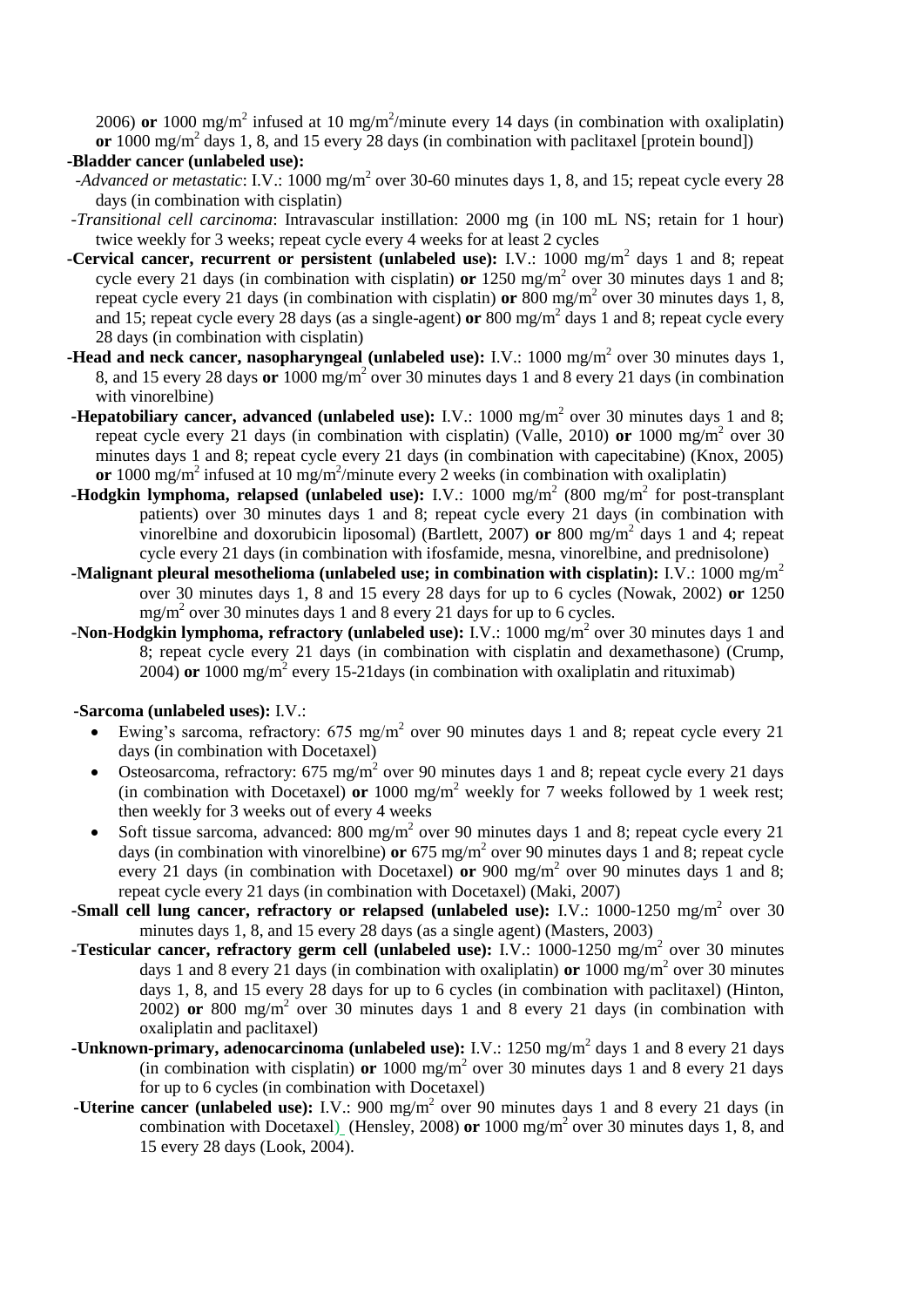2006) **or** 1000 $mg/m^2$ infused at 10 $mg/m^2$/minute every 14 days (in combination with oxaliplatin) **or** 1000 $mg/m^2$ days 1, 8, and 15 every 28 days (in combination with paclitaxel [protein bound])

**-Bladder cancer (unlabeled use):**

-*Advanced or metastatic*: I.V.: 1000 $mg/m^2$ over 30-60 minutes days 1, 8, and 15; repeat cycle every 28 days (in combination with cisplatin)

-*Transitional cell carcinoma*: Intravascular instillation: 2000 mg (in 100 mL NS; retain for 1 hour) twice weekly for 3 weeks; repeat cycle every 4 weeks for at least 2 cycles

**-Cervical cancer, recurrent or persistent (unlabeled use):** I.V.: 1000 $mg/m^2$ days 1 and 8; repeat cycle every 21 days (in combination with cisplatin) **or** 1250 $mg/m^2$ over 30 minutes days 1 and 8; repeat cycle every 21 days (in combination with cisplatin) **or** 800 $mg/m^2$ over 30 minutes days 1, 8, and 15; repeat cycle every 28 days (as a single-agent) **or** 800 $mg/m^2$ days 1 and 8; repeat cycle every 28 days (in combination with cisplatin)

**-Head and neck cancer, nasopharyngeal (unlabeled use):** I.V.: 1000 $mg/m^2$ over 30 minutes days 1, 8, and 15 every 28 days **or** 1000 $mg/m^2$ over 30 minutes days 1 and 8 every 21 days (in combination with vinorelbine)

**-Hepatobiliary cancer, advanced (unlabeled use):** I.V.: 1000 $mg/m^2$ over 30 minutes days 1 and 8; repeat cycle every 21 days (in combination with cisplatin) (Valle, 2010) **or** 1000 $mg/m^2$ over 30 minutes days 1 and 8; repeat cycle every 21 days (in combination with capecitabine) (Knox, 2005) **or** 1000 $mg/m^2$ infused at 10 $mg/m^2$/minute every 2 weeks (in combination with oxaliplatin)

**-Hodgkin lymphoma, relapsed (unlabeled use):** I.V.: 1000 $mg/m^2$ (800 $mg/m^2$ for post-transplant patients) over 30 minutes days 1 and 8; repeat cycle every 21 days (in combination with vinorelbine and doxorubicin liposomal) (Bartlett, 2007) **or** 800 $mg/m^2$ days 1 and 4; repeat cycle every 21 days (in combination with ifosfamide, mesna, vinorelbine, and prednisolone)

**-Malignant pleural mesothelioma (unlabeled use; in combination with cisplatin):** I.V.: 1000 $mg/m^2$ over 30 minutes days 1, 8 and 15 every 28 days for up to 6 cycles (Nowak, 2002) **or** 1250 $mg/m^2$ over 30 minutes days 1 and 8 every 21 days for up to 6 cycles.

**-Non-Hodgkin lymphoma, refractory (unlabeled use):** I.V.: 1000 $mg/m^2$ over 30 minutes days 1 and 8; repeat cycle every 21 days (in combination with cisplatin and dexamethasone) (Crump, 2004) **or** 1000 $mg/m^2$ every 15-21days (in combination with oxaliplatin and rituximab)

**-Sarcoma (unlabeled uses):** I.V.:

- Ewing's sarcoma, refractory: 675 $mg/m^2$ over 90 minutes days 1 and 8; repeat cycle every 21 days (in combination with Docetaxel)
- Osteosarcoma, refractory: 675 $mg/m^2$ over 90 minutes days 1 and 8; repeat cycle every 21 days (in combination with Docetaxel) **or** 1000 $mg/m^2$ weekly for 7 weeks followed by 1 week rest; then weekly for 3 weeks out of every 4 weeks
- Soft tissue sarcoma, advanced: 800 $mg/m^2$ over 90 minutes days 1 and 8; repeat cycle every 21 days (in combination with vinorelbine) **or** 675 $mg/m^2$ over 90 minutes days 1 and 8; repeat cycle every 21 days (in combination with Docetaxel) **or** 900 $mg/m^2$ over 90 minutes days 1 and 8; repeat cycle every 21 days (in combination with Docetaxel) (Maki, 2007)

**-Small cell lung cancer, refractory or relapsed (unlabeled use):** I.V.: 1000-1250 $mg/m^2$ over 30 minutes days 1, 8, and 15 every 28 days (as a single agent) (Masters, 2003)

**-Testicular cancer, refractory germ cell (unlabeled use):** I.V.: 1000-1250 $mg/m^2$ over 30 minutes days 1 and 8 every 21 days (in combination with oxaliplatin) **or** 1000 $mg/m^2$ over 30 minutes days 1, 8, and 15 every 28 days for up to 6 cycles (in combination with paclitaxel) (Hinton, 2002) **or** 800 $mg/m^2$ over 30 minutes days 1 and 8 every 21 days (in combination with oxaliplatin and paclitaxel)

**-Unknown-primary, adenocarcinoma (unlabeled use):** I.V.: 1250 $mg/m^2$ days 1 and 8 every 21 days (in combination with cisplatin) **or** 1000 $mg/m^2$ over 30 minutes days 1 and 8 every 21 days for up to 6 cycles (in combination with Docetaxel)

**-Uterine cancer (unlabeled use):** I.V.: 900 $mg/m^2$ over 90 minutes days 1 and 8 every 21 days (in combination with Docetaxel) (Hensley, 2008) **or** 1000 $mg/m^2$ over 30 minutes days 1, 8, and 15 every 28 days (Look, 2004).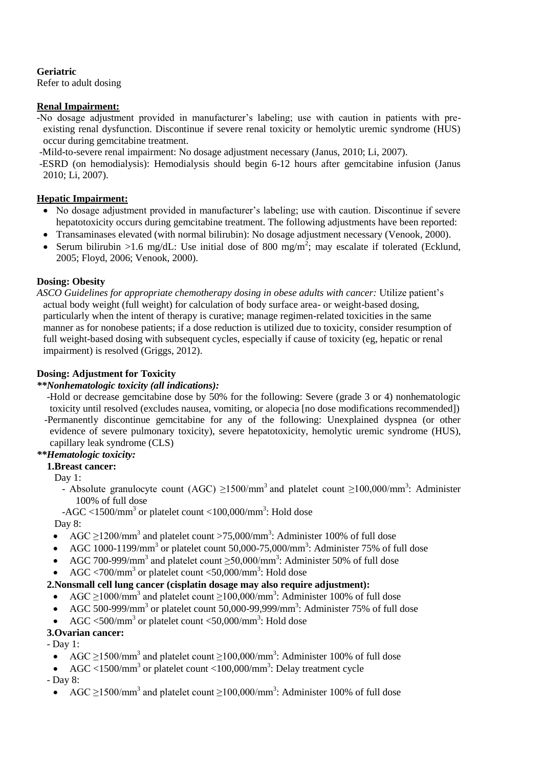**Geriatric**

Refer to adult dosing

**Renal Impairment:**

-No dosage adjustment provided in manufacturer's labeling; use with caution in patients with pre-existing renal dysfunction. Discontinue if severe renal toxicity or hemolytic uremic syndrome (HUS) occur during gemcitabine treatment.

-Mild-to-severe renal impairment: No dosage adjustment necessary (Janus, 2010; Li, 2007).

-ESRD (on hemodialysis): Hemodialysis should begin 6-12 hours after gemcitabine infusion (Janus 2010; Li, 2007).

**Hepatic Impairment:**

- No dosage adjustment provided in manufacturer's labeling; use with caution. Discontinue if severe hepatotoxicity occurs during gemcitabine treatment. The following adjustments have been reported:
- Transaminases elevated (with normal bilirubin): No dosage adjustment necessary (Venook, 2000).
- Serum bilirubin >1.6 mg/dL: Use initial dose of 800 mg/m$^2$; may escalate if tolerated (Ecklund, 2005; Floyd, 2006; Venook, 2000).

**Dosing: Obesity**

*ASCO Guidelines for appropriate chemotherapy dosing in obese adults with cancer:* Utilize patient's actual body weight (full weight) for calculation of body surface area- or weight-based dosing, particularly when the intent of therapy is curative; manage regimen-related toxicities in the same manner as for nonobese patients; if a dose reduction is utilized due to toxicity, consider resumption of full weight-based dosing with subsequent cycles, especially if cause of toxicity (eg, hepatic or renal impairment) is resolved (Griggs, 2012).

**Dosing: Adjustment for Toxicity**

***\*\*Nonhematologic toxicity (all indications):***

-Hold or decrease gemcitabine dose by 50% for the following: Severe (grade 3 or 4) nonhematologic toxicity until resolved (excludes nausea, vomiting, or alopecia [no dose modifications recommended])

-Permanently discontinue gemcitabine for any of the following: Unexplained dyspnea (or other evidence of severe pulmonary toxicity), severe hepatotoxicity, hemolytic uremic syndrome (HUS), capillary leak syndrome (CLS)

***\*\*Hematologic toxicity:***

**1.Breast cancer:**

Day 1:

- Absolute granulocyte count (AGC) ≥1500/mm$^3$ and platelet count ≥100,000/mm$^3$: Administer 100% of full dose
- AGC <1500/mm$^3$ or platelet count <100,000/mm$^3$: Hold dose

Day 8:

- AGC ≥1200/mm$^3$ and platelet count >75,000/mm$^3$: Administer 100% of full dose
- AGC 1000-1199/mm$^3$ or platelet count 50,000-75,000/mm$^3$: Administer 75% of full dose
- AGC 700-999/mm$^3$ and platelet count ≥50,000/mm$^3$: Administer 50% of full dose
- AGC <700/mm$^3$ or platelet count <50,000/mm$^3$: Hold dose

**2.Nonsmall cell lung cancer (cisplatin dosage may also require adjustment):**

- AGC ≥1000/mm$^3$ and platelet count ≥100,000/mm$^3$: Administer 100% of full dose
- AGC 500-999/mm$^3$ or platelet count 50,000-99,999/mm$^3$: Administer 75% of full dose
- AGC <500/mm$^3$ or platelet count <50,000/mm$^3$: Hold dose

**3.Ovarian cancer:**

- Day 1:

- AGC ≥1500/mm$^3$ and platelet count ≥100,000/mm$^3$: Administer 100% of full dose
- AGC <1500/mm$^3$ or platelet count <100,000/mm$^3$: Delay treatment cycle

- Day 8:

- AGC ≥1500/mm$^3$ and platelet count ≥100,000/mm$^3$: Administer 100% of full dose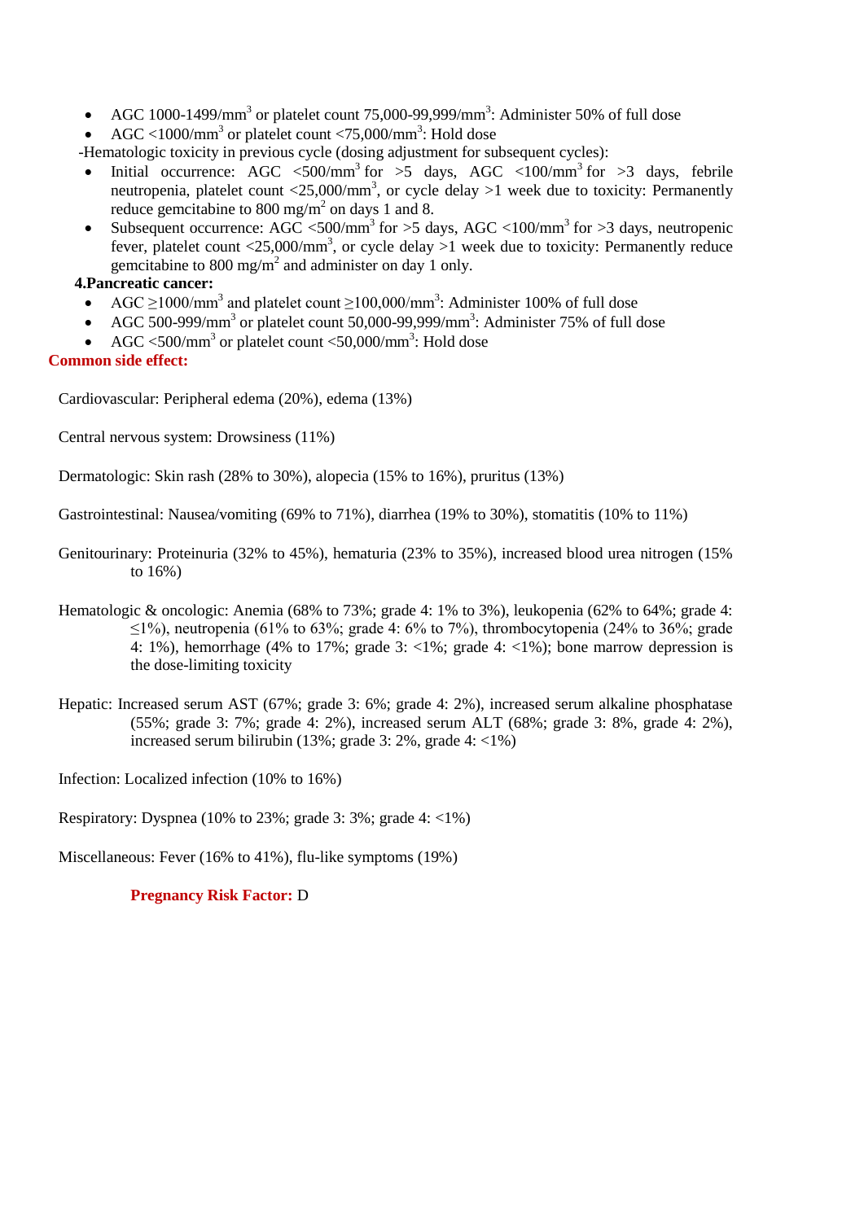- AGC 1000-1499/$mm^3$ or platelet count 75,000-99,999/$mm^3$: Administer 50% of full dose
- AGC <1000/$mm^3$ or platelet count <75,000/$mm^3$: Hold dose

-Hematologic toxicity in previous cycle (dosing adjustment for subsequent cycles):

- Initial occurrence: AGC <500/$mm^3$ for >5 days, AGC <100/$mm^3$ for >3 days, febrile neutropenia, platelet count <25,000/$mm^3$, or cycle delay >1 week due to toxicity: Permanently reduce gemcitabine to 800 mg/$m^2$ on days 1 and 8.
- Subsequent occurrence: AGC <500/$mm^3$ for >5 days, AGC <100/$mm^3$ for >3 days, neutropenic fever, platelet count <25,000/$mm^3$, or cycle delay >1 week due to toxicity: Permanently reduce gemcitabine to 800 mg/$m^2$ and administer on day 1 only.

**4.Pancreatic cancer:**

- AGC ≥1000/$mm^3$ and platelet count ≥100,000/$mm^3$: Administer 100% of full dose
- AGC 500-999/$mm^3$ or platelet count 50,000-99,999/$mm^3$: Administer 75% of full dose
- AGC <500/$mm^3$ or platelet count <50,000/$mm^3$: Hold dose

**Common side effect:**

Cardiovascular: Peripheral edema (20%), edema (13%)

Central nervous system: Drowsiness (11%)

Dermatologic: Skin rash (28% to 30%), alopecia (15% to 16%), pruritus (13%)

Gastrointestinal: Nausea/vomiting (69% to 71%), diarrhea (19% to 30%), stomatitis (10% to 11%)

Genitourinary: Proteinuria (32% to 45%), hematuria (23% to 35%), increased blood urea nitrogen (15% to 16%)

Hematologic & oncologic: Anemia (68% to 73%; grade 4: 1% to 3%), leukopenia (62% to 64%; grade 4: ≤1%), neutropenia (61% to 63%; grade 4: 6% to 7%), thrombocytopenia (24% to 36%; grade 4: 1%), hemorrhage (4% to 17%; grade 3: <1%; grade 4: <1%); bone marrow depression is the dose-limiting toxicity

Hepatic: Increased serum AST (67%; grade 3: 6%; grade 4: 2%), increased serum alkaline phosphatase (55%; grade 3: 7%; grade 4: 2%), increased serum ALT (68%; grade 3: 8%, grade 4: 2%), increased serum bilirubin (13%; grade 3: 2%, grade 4: <1%)

Infection: Localized infection (10% to 16%)

Respiratory: Dyspnea (10% to 23%; grade 3: 3%; grade 4: <1%)

Miscellaneous: Fever (16% to 41%), flu-like symptoms (19%)

**Pregnancy Risk Factor:** D